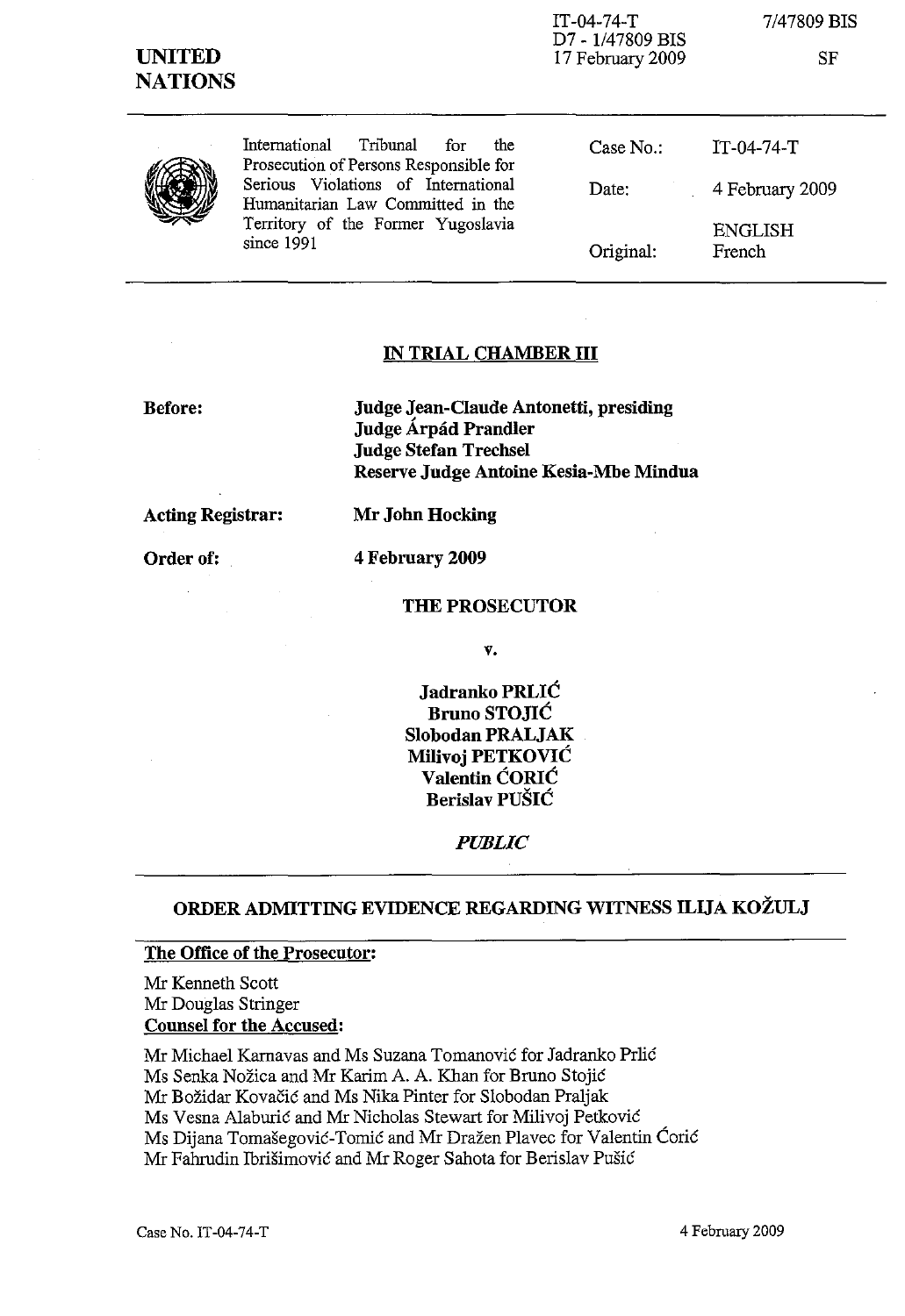IT-04-74-T
D7 - 1/47809 BIS
17 February 2009

7/47809 BIS

SF

**UNITED NATIONS**

International Tribunal for the Prosecution of Persons Responsible for Serious Violations of International Humanitarian Law Committed in the Territory of the Former Yugoslavia since 1991

| | |
|---|---|
| Case No.: | IT-04-74-T |
| Date: | 4 February 2009 |
| Original: | ENGLISH<br>French |

## IN TRIAL CHAMBER III

**Before:** **Judge Jean-Claude Antonetti, presiding**
**Judge Árpád Prandler**
**Judge Stefan Trechsel**
**Reserve Judge Antoine Kesia-Mbe Mindua**

**Acting Registrar:** **Mr John Hocking**

**Order of:** **4 February 2009**

**THE PROSECUTOR**

**v.**

**Jadranko PRLIĆ**
**Bruno STOJIĆ**
**Slobodan PRALJAK**
**Milivoj PETKOVIĆ**
**Valentin ĆORIĆ**
**Berislav PUŠIĆ**

***PUBLIC***

## ORDER ADMITTING EVIDENCE REGARDING WITNESS ILIJA KOŽULJ

**The Office of the Prosecutor:**

Mr Kenneth Scott
Mr Douglas Stringer

**Counsel for the Accused:**

Mr Michael Karnavas and Ms Suzana Tomanović for Jadranko Prlić
Ms Senka Nožica and Mr Karim A. A. Khan for Bruno Stojić
Mr Božidar Kovačić and Ms Nika Pinter for Slobodan Praljak
Ms Vesna Alaburić and Mr Nicholas Stewart for Milivoj Petković
Ms Dijana Tomašegović-Tomić and Mr Dražen Plavec for Valentin Ćorić
Mr Fahrudin Ibrišimović and Mr Roger Sahota for Berislav Pušić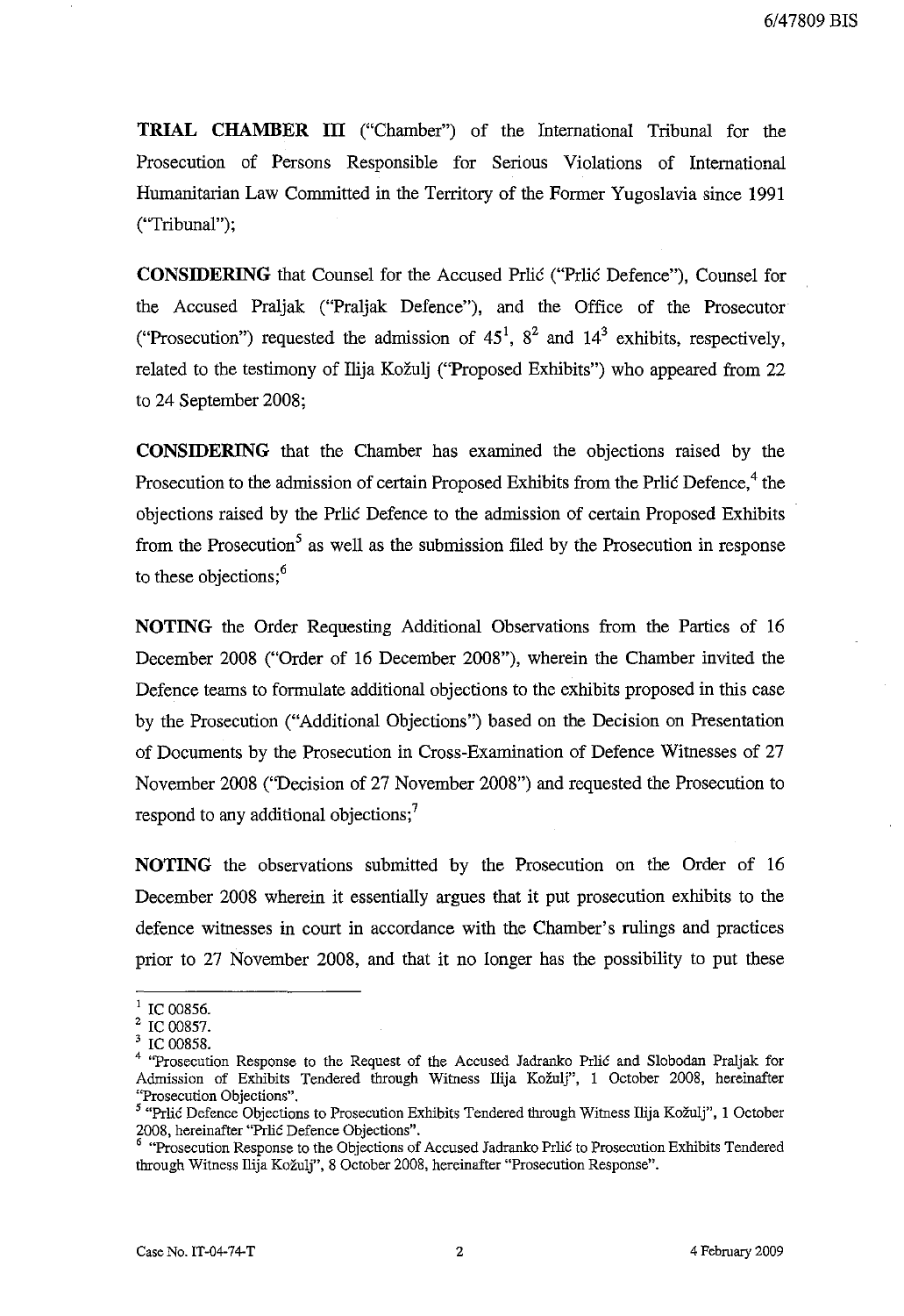**TRIAL CHAMBER III** ("Chamber") of the International Tribunal for the Prosecution of Persons Responsible for Serious Violations of International Humanitarian Law Committed in the Territory of the Former Yugoslavia since 1991 ("Tribunal");

**CONSIDERING** that Counsel for the Accused Prlić ("Prlić Defence"), Counsel for the Accused Praljak ("Praljak Defence"), and the Office of the Prosecutor ("Prosecution") requested the admission of 45[1], 8[2] and 14[3] exhibits, respectively, related to the testimony of Ilija Kožulj ("Proposed Exhibits") who appeared from 22 to 24 September 2008;

**CONSIDERING** that the Chamber has examined the objections raised by the Prosecution to the admission of certain Proposed Exhibits from the Prlić Defence,[4] the objections raised by the Prlić Defence to the admission of certain Proposed Exhibits from the Prosecution[5] as well as the submission filed by the Prosecution in response to these objections;[6]

**NOTING** the Order Requesting Additional Observations from the Parties of 16 December 2008 ("Order of 16 December 2008"), wherein the Chamber invited the Defence teams to formulate additional objections to the exhibits proposed in this case by the Prosecution ("Additional Objections") based on the Decision on Presentation of Documents by the Prosecution in Cross-Examination of Defence Witnesses of 27 November 2008 ("Decision of 27 November 2008") and requested the Prosecution to respond to any additional objections;[7]

**NOTING** the observations submitted by the Prosecution on the Order of 16 December 2008 wherein it essentially argues that it put prosecution exhibits to the defence witnesses in court in accordance with the Chamber's rulings and practices prior to 27 November 2008, and that it no longer has the possibility to put these

---

[1] IC 00856.

[2] IC 00857.

[3] IC 00858.

[4] "Prosecution Response to the Request of the Accused Jadranko Prlić and Slobodan Praljak for Admission of Exhibits Tendered through Witness Ilija Kožulj", 1 October 2008, hereinafter "Prosecution Objections".

[5] "Prlić Defence Objections to Prosecution Exhibits Tendered through Witness Ilija Kožulj", 1 October 2008, hereinafter "Prlić Defence Objections".

[6] "Prosecution Response to the Objections of Accused Jadranko Prlić to Prosecution Exhibits Tendered through Witness Ilija Kožulj", 8 October 2008, hereinafter "Prosecution Response".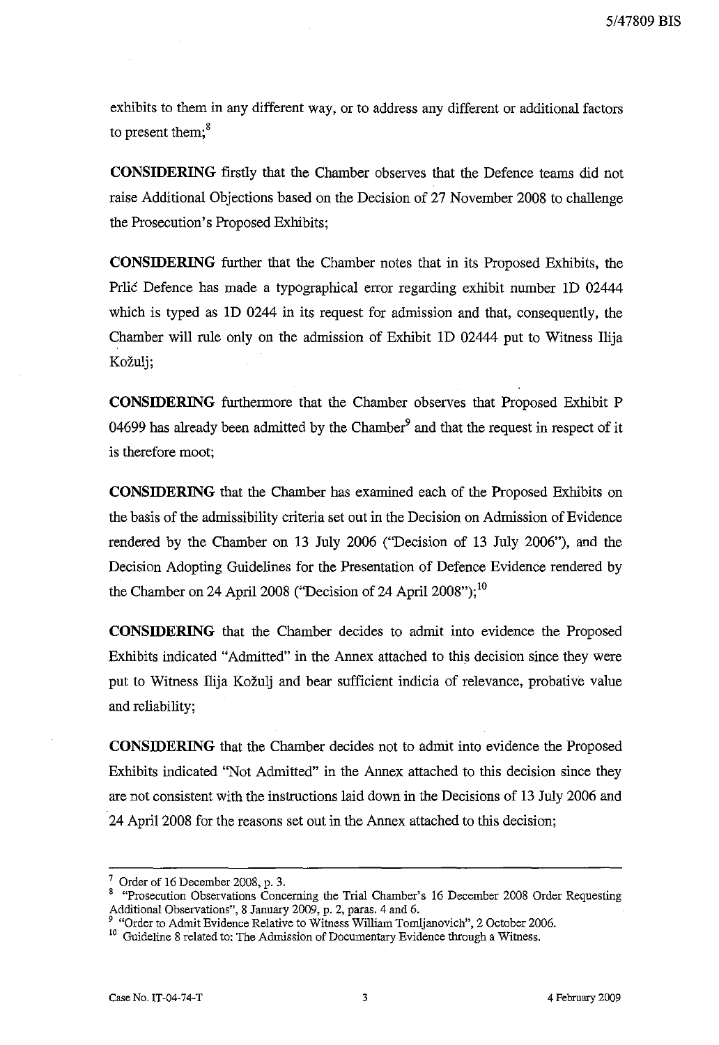exhibits to them in any different way, or to address any different or additional factors to present them;[8]

**CONSIDERING** firstly that the Chamber observes that the Defence teams did not raise Additional Objections based on the Decision of 27 November 2008 to challenge the Prosecution's Proposed Exhibits;

**CONSIDERING** further that the Chamber notes that in its Proposed Exhibits, the Prlić Defence has made a typographical error regarding exhibit number 1D 02444 which is typed as 1D 0244 in its request for admission and that, consequently, the Chamber will rule only on the admission of Exhibit 1D 02444 put to Witness Ilija Kožulj;

**CONSIDERING** furthermore that the Chamber observes that Proposed Exhibit P 04699 has already been admitted by the Chamber[9] and that the request in respect of it is therefore moot;

**CONSIDERING** that the Chamber has examined each of the Proposed Exhibits on the basis of the admissibility criteria set out in the Decision on Admission of Evidence rendered by the Chamber on 13 July 2006 ("Decision of 13 July 2006"), and the Decision Adopting Guidelines for the Presentation of Defence Evidence rendered by the Chamber on 24 April 2008 ("Decision of 24 April 2008");[10]

**CONSIDERING** that the Chamber decides to admit into evidence the Proposed Exhibits indicated "Admitted" in the Annex attached to this decision since they were put to Witness Ilija Kožulj and bear sufficient indicia of relevance, probative value and reliability;

**CONSIDERING** that the Chamber decides not to admit into evidence the Proposed Exhibits indicated "Not Admitted" in the Annex attached to this decision since they are not consistent with the instructions laid down in the Decisions of 13 July 2006 and 24 April 2008 for the reasons set out in the Annex attached to this decision;

---

[7] Order of 16 December 2008, p. 3.

[8] "Prosecution Observations Concerning the Trial Chamber's 16 December 2008 Order Requesting Additional Observations", 8 January 2009, p. 2, paras. 4 and 6.

[9] "Order to Admit Evidence Relative to Witness William Tomljanovich", 2 October 2006.

[10] Guideline 8 related to: The Admission of Documentary Evidence through a Witness.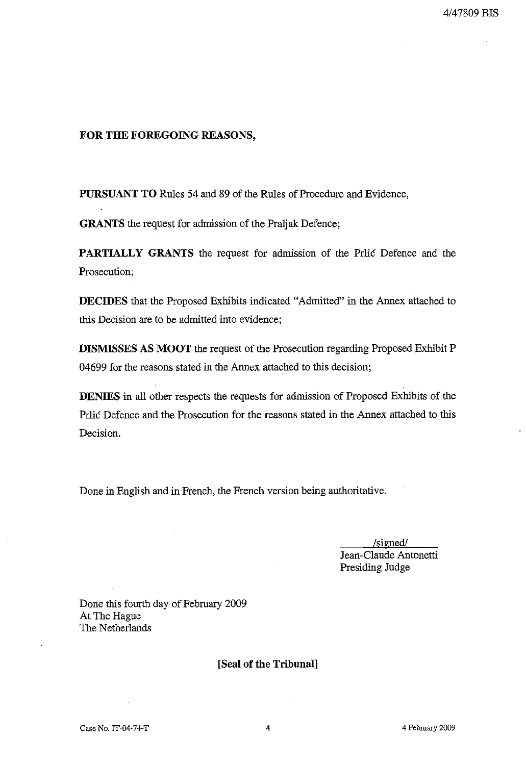**FOR THE FOREGOING REASONS,**

**PURSUANT TO** Rules 54 and 89 of the Rules of Procedure and Evidence,

**GRANTS** the request for admission of the Praljak Defence;

**PARTIALLY GRANTS** the request for admission of the Prlić Defence and the Prosecution;

**DECIDES** that the Proposed Exhibits indicated "Admitted" in the Annex attached to this Decision are to be admitted into evidence;

**DISMISSES AS MOOT** the request of the Prosecution regarding Proposed Exhibit P 04699 for the reasons stated in the Annex attached to this decision;

**DENIES** in all other respects the requests for admission of Proposed Exhibits of the Prlić Defence and the Prosecution for the reasons stated in the Annex attached to this Decision.

Done in English and in French, the French version being authoritative.

/signed/
Jean-Claude Antonetti
Presiding Judge

Done this fourth day of February 2009
At The Hague
The Netherlands

**[Seal of the Tribunal]**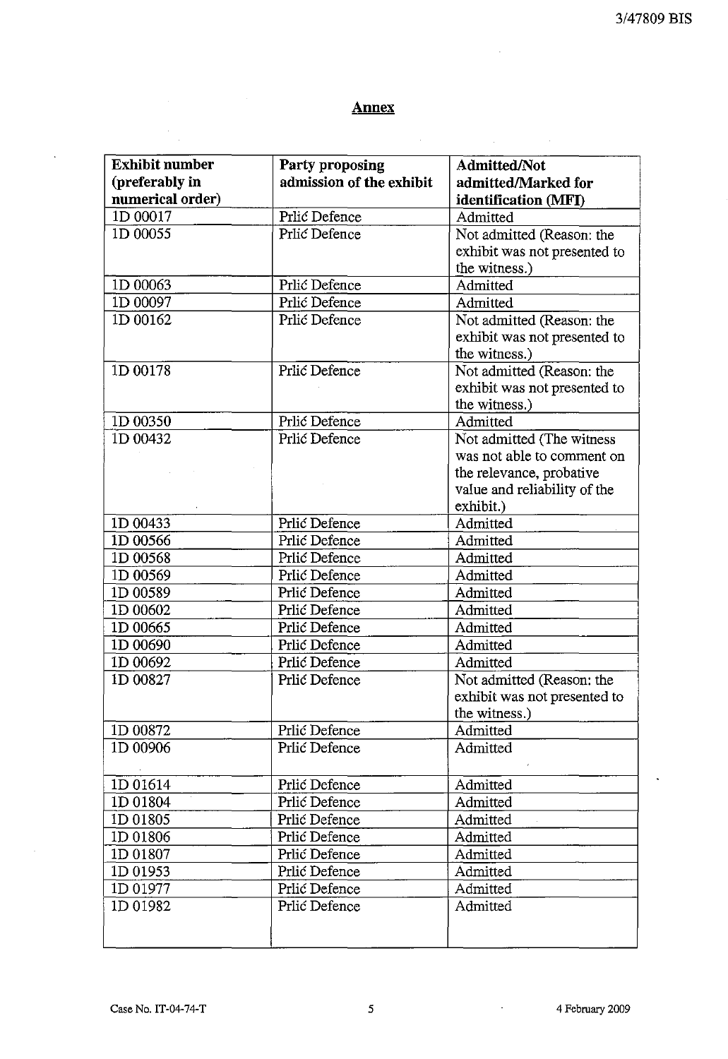## Annex

| Exhibit number (preferably in numerical order) | Party proposing admission of the exhibit | Admitted/Not admitted/Marked for identification (MFI) |
|---|---|---|
| 1D 00017 | Prlić Defence | Admitted |
| 1D 00055 | Prlić Defence | Not admitted (Reason: the exhibit was not presented to the witness.) |
| 1D 00063 | Prlić Defence | Admitted |
| 1D 00097 | Prlić Defence | Admitted |
| 1D 00162 | Prlić Defence | Not admitted (Reason: the exhibit was not presented to the witness.) |
| 1D 00178 | Prlić Defence | Not admitted (Reason: the exhibit was not presented to the witness.) |
| 1D 00350 | Prlić Defence | Admitted |
| 1D 00432 | Prlić Defence | Not admitted (The witness was not able to comment on the relevance, probative value and reliability of the exhibit.) |
| 1D 00433 | Prlić Defence | Admitted |
| 1D 00566 | Prlić Defence | Admitted |
| 1D 00568 | Prlić Defence | Admitted |
| 1D 00569 | Prlić Defence | Admitted |
| 1D 00589 | Prlić Defence | Admitted |
| 1D 00602 | Prlić Defence | Admitted |
| 1D 00665 | Prlić Defence | Admitted |
| 1D 00690 | Prlić Defence | Admitted |
| 1D 00692 | Prlić Defence | Admitted |
| 1D 00827 | Prlić Defence | Not admitted (Reason: the exhibit was not presented to the witness.) |
| 1D 00872 | Prlić Defence | Admitted |
| 1D 00906 | Prlić Defence | Admitted |
| 1D 01614 | Prlić Defence | Admitted |
| 1D 01804 | Prlić Defence | Admitted |
| 1D 01805 | Prlić Defence | Admitted |
| 1D 01806 | Prlić Defence | Admitted |
| 1D 01807 | Prlić Defence | Admitted |
| 1D 01953 | Prlić Defence | Admitted |
| 1D 01977 | Prlić Defence | Admitted |
| 1D 01982 | Prlić Defence | Admitted |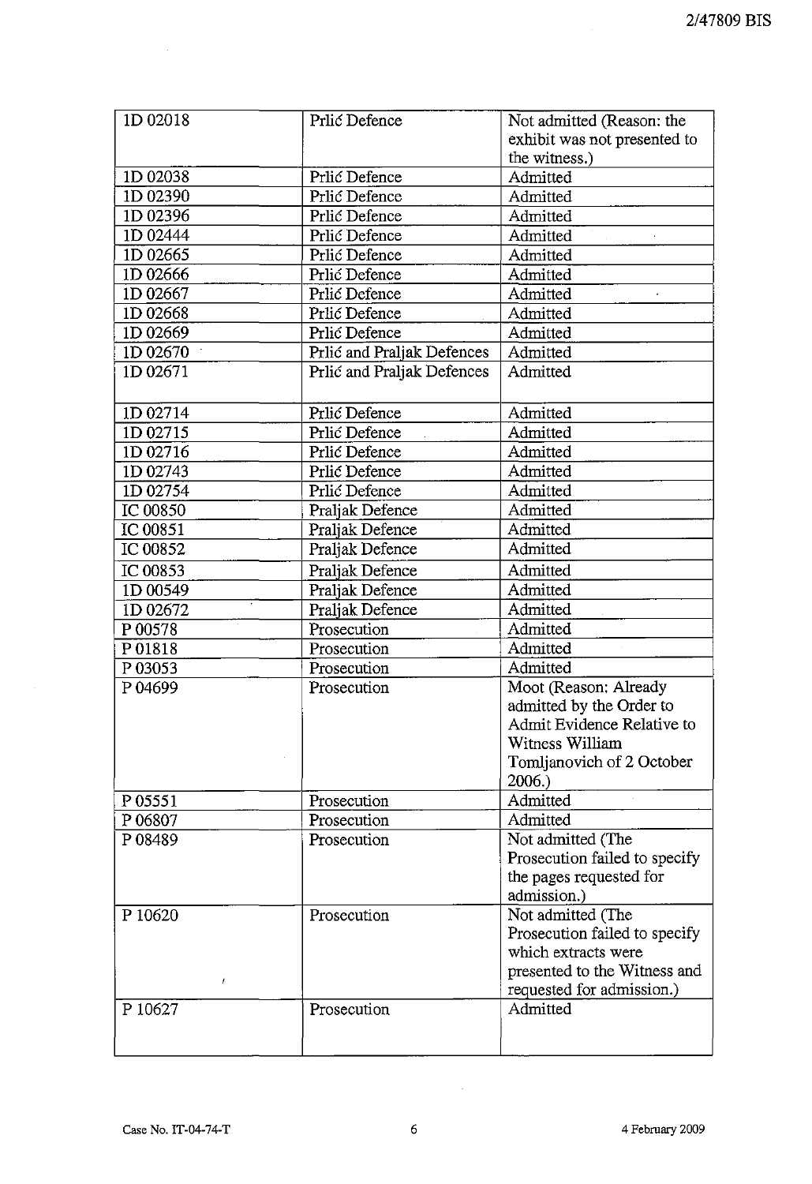| | | |
|---|---|---|
| 1D 02018 | Prlić Defence | Not admitted (Reason: the exhibit was not presented to the witness.) |
| 1D 02038 | Prlić Defence | Admitted |
| 1D 02390 | Prlić Defence | Admitted |
| 1D 02396 | Prlić Defence | Admitted |
| 1D 02444 | Prlić Defence | Admitted |
| 1D 02665 | Prlić Defence | Admitted |
| 1D 02666 | Prlić Defence | Admitted |
| 1D 02667 | Prlić Defence | Admitted |
| 1D 02668 | Prlić Defence | Admitted |
| 1D 02669 | Prlić Defence | Admitted |
| 1D 02670 | Prlić and Praljak Defences | Admitted |
| 1D 02671 | Prlić and Praljak Defences | Admitted |
| 1D 02714 | Prlić Defence | Admitted |
| 1D 02715 | Prlić Defence | Admitted |
| 1D 02716 | Prlić Defence | Admitted |
| 1D 02743 | Prlić Defence | Admitted |
| 1D 02754 | Prlić Defence | Admitted |
| IC 00850 | Praljak Defence | Admitted |
| IC 00851 | Praljak Defence | Admitted |
| IC 00852 | Praljak Defence | Admitted |
| IC 00853 | Praljak Defence | Admitted |
| 1D 00549 | Praljak Defence | Admitted |
| 1D 02672 | Praljak Defence | Admitted |
| P 00578 | Prosecution | Admitted |
| P 01818 | Prosecution | Admitted |
| P 03053 | Prosecution | Admitted |
| P 04699 | Prosecution | Moot (Reason: Already admitted by the Order to Admit Evidence Relative to Witness William Tomljanovich of 2 October 2006.) |
| P 05551 | Prosecution | Admitted |
| P 06807 | Prosecution | Admitted |
| P 08489 | Prosecution | Not admitted (The Prosecution failed to specify the pages requested for admission.) |
| P 10620 | Prosecution | Not admitted (The Prosecution failed to specify which extracts were presented to the Witness and requested for admission.) |
| P 10627 | Prosecution | Admitted |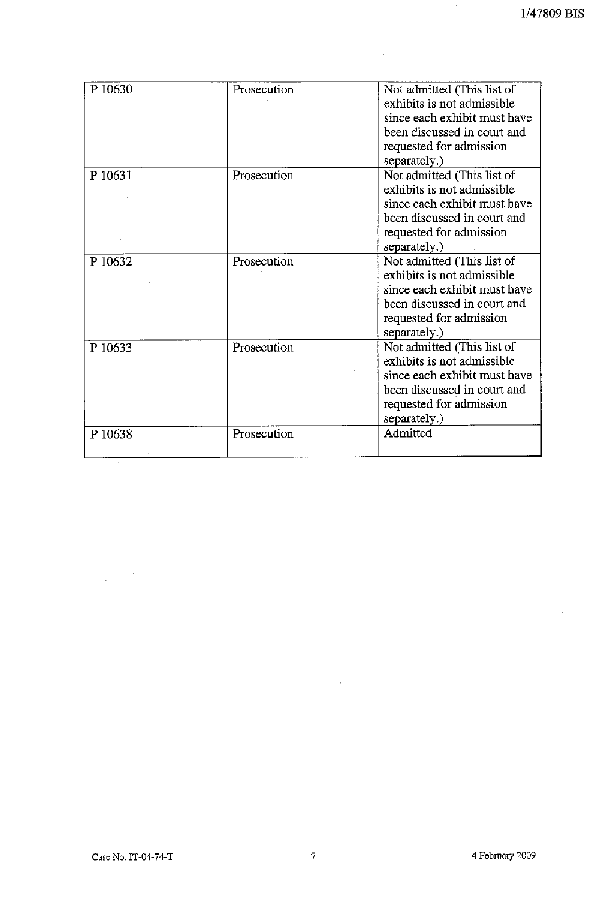| | | |
|---|---|---|
| P 10630 | Prosecution | Not admitted (This list of exhibits is not admissible since each exhibit must have been discussed in court and requested for admission separately.) |
| P 10631 | Prosecution | Not admitted (This list of exhibits is not admissible since each exhibit must have been discussed in court and requested for admission separately.) |
| P 10632 | Prosecution | Not admitted (This list of exhibits is not admissible since each exhibit must have been discussed in court and requested for admission separately.) |
| P 10633 | Prosecution | Not admitted (This list of exhibits is not admissible since each exhibit must have been discussed in court and requested for admission separately.) |
| P 10638 | Prosecution | Admitted |